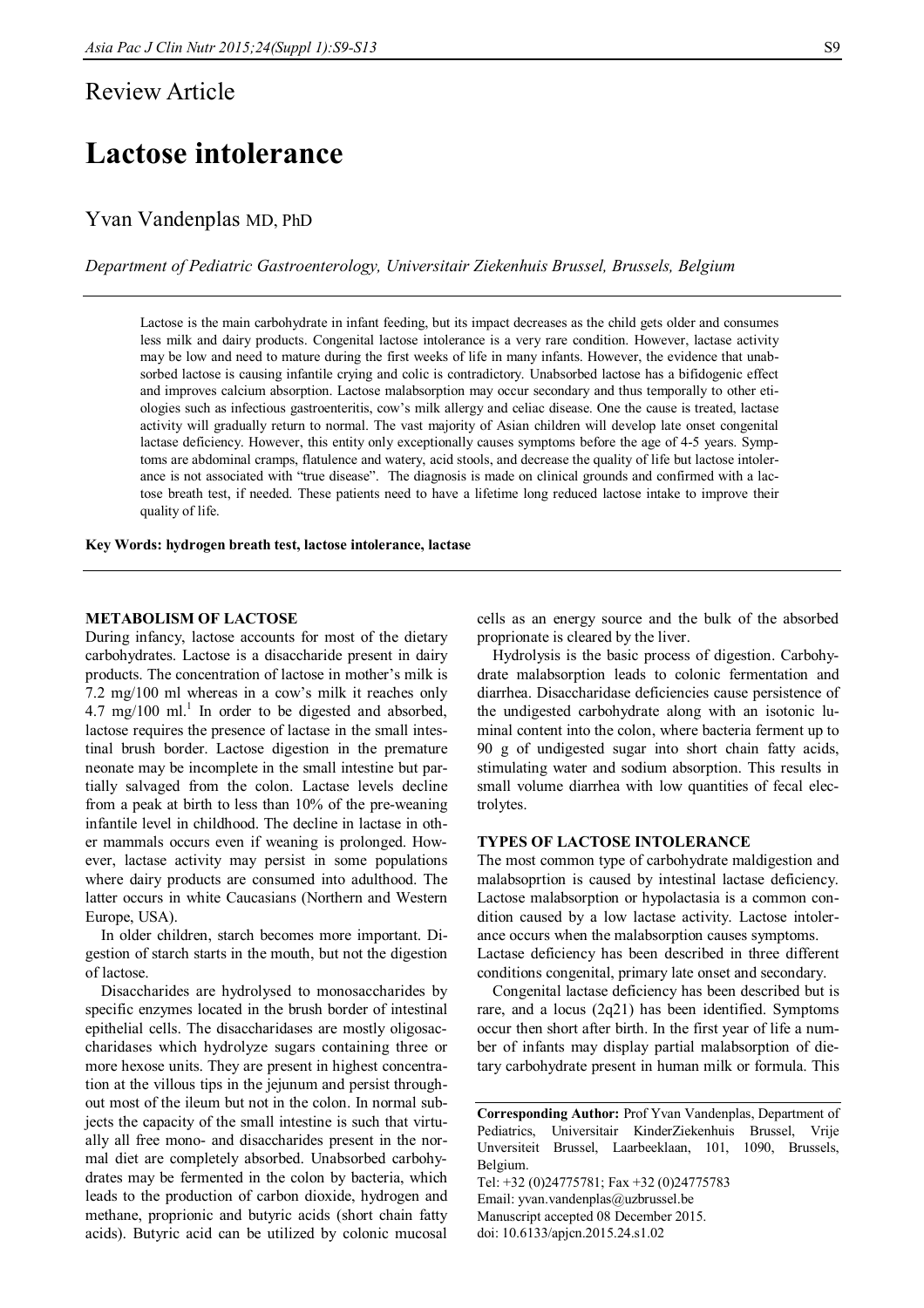Review Article

# Lactose intolerance

Yvan Vandenplas MD, PhD

*Department of Pediatric Gastroenterology, Universitair Ziekenhuis Brussel, Brussels, Belgium*

Lactose is the main carbohydrate in infant feeding, but its impact decreases as the child gets older and consumes less milk and dairy products. Congenital lactose intolerance is a very rare condition. However, lactase activity may be low and need to mature during the first weeks of life in many infants. However, the evidence that unabsorbed lactose is causing infantile crying and colic is contradictory. Unabsorbed lactose has a bifidogenic effect and improves calcium absorption. Lactose malabsorption may occur secondary and thus temporally to other etiologies such as infectious gastroenteritis, cow's milk allergy and celiac disease. One the cause is treated, lactase activity will gradually return to normal. The vast majority of Asian children will develop late onset congenital lactase deficiency. However, this entity only exceptionally causes symptoms before the age of 4-5 years. Symptoms are abdominal cramps, flatulence and watery, acid stools, and decrease the quality of life but lactose intolerance is not associated with "true disease". The diagnosis is made on clinical grounds and confirmed with a lactose breath test, if needed. These patients need to have a lifetime long reduced lactose intake to improve their quality of life.

**Key Words: hydrogen breath test, lactose intolerance, lactase**

## METABOLISM OF LACTOSE

During infancy, lactose accounts for most of the dietary carbohydrates. Lactose is a disaccharide present in dairy products. The concentration of lactose in mother's milk is 7.2 mg/100 ml whereas in a cow's milk it reaches only 4.7 mg/100 ml.[1] In order to be digested and absorbed, lactose requires the presence of lactase in the small intestinal brush border. Lactose digestion in the premature neonate may be incomplete in the small intestine but partially salvaged from the colon. Lactase levels decline from a peak at birth to less than 10% of the pre-weaning infantile level in childhood. The decline in lactase in other mammals occurs even if weaning is prolonged. However, lactase activity may persist in some populations where dairy products are consumed into adulthood. The latter occurs in white Caucasians (Northern and Western Europe, USA).

In older children, starch becomes more important. Digestion of starch starts in the mouth, but not the digestion of lactose.

Disaccharides are hydrolysed to monosaccharides by specific enzymes located in the brush border of intestinal epithelial cells. The disaccharidases are mostly oligosaccharidases which hydrolyze sugars containing three or more hexose units. They are present in highest concentration at the villous tips in the jejunum and persist throughout most of the ileum but not in the colon. In normal subjects the capacity of the small intestine is such that virtually all free mono- and disaccharides present in the normal diet are completely absorbed. Unabsorbed carbohydrates may be fermented in the colon by bacteria, which leads to the production of carbon dioxide, hydrogen and methane, proprionic and butyric acids (short chain fatty acids). Butyric acid can be utilized by colonic mucosal cells as an energy source and the bulk of the absorbed proprionate is cleared by the liver.

Hydrolysis is the basic process of digestion. Carbohydrate malabsorption leads to colonic fermentation and diarrhea. Disaccharidase deficiencies cause persistence of the undigested carbohydrate along with an isotonic luminal content into the colon, where bacteria ferment up to 90 g of undigested sugar into short chain fatty acids, stimulating water and sodium absorption. This results in small volume diarrhea with low quantities of fecal electrolytes.

## TYPES OF LACTOSE INTOLERANCE

The most common type of carbohydrate maldigestion and malabsoprtion is caused by intestinal lactase deficiency. Lactose malabsorption or hypolactasia is a common condition caused by a low lactase activity. Lactose intolerance occurs when the malabsorption causes symptoms. Lactase deficiency has been described in three different conditions congenital, primary late onset and secondary.

Congenital lactase deficiency has been described but is rare, and a locus (2q21) has been identified. Symptoms occur then short after birth. In the first year of life a number of infants may display partial malabsorption of dietary carbohydrate present in human milk or formula. This

**Corresponding Author:** Prof Yvan Vandenplas, Department of Pediatrics, Universitair KinderZiekenhuis Brussel, Vrije Unversiteit Brussel, Laarbeeklaan, 101, 1090, Brussels, Belgium.
Tel: +32 (0)24775781; Fax +32 (0)24775783
Email: yvan.vandenplas@uzbrussel.be
Manuscript accepted 08 December 2015.
doi: 10.6133/apjcn.2015.24.s1.02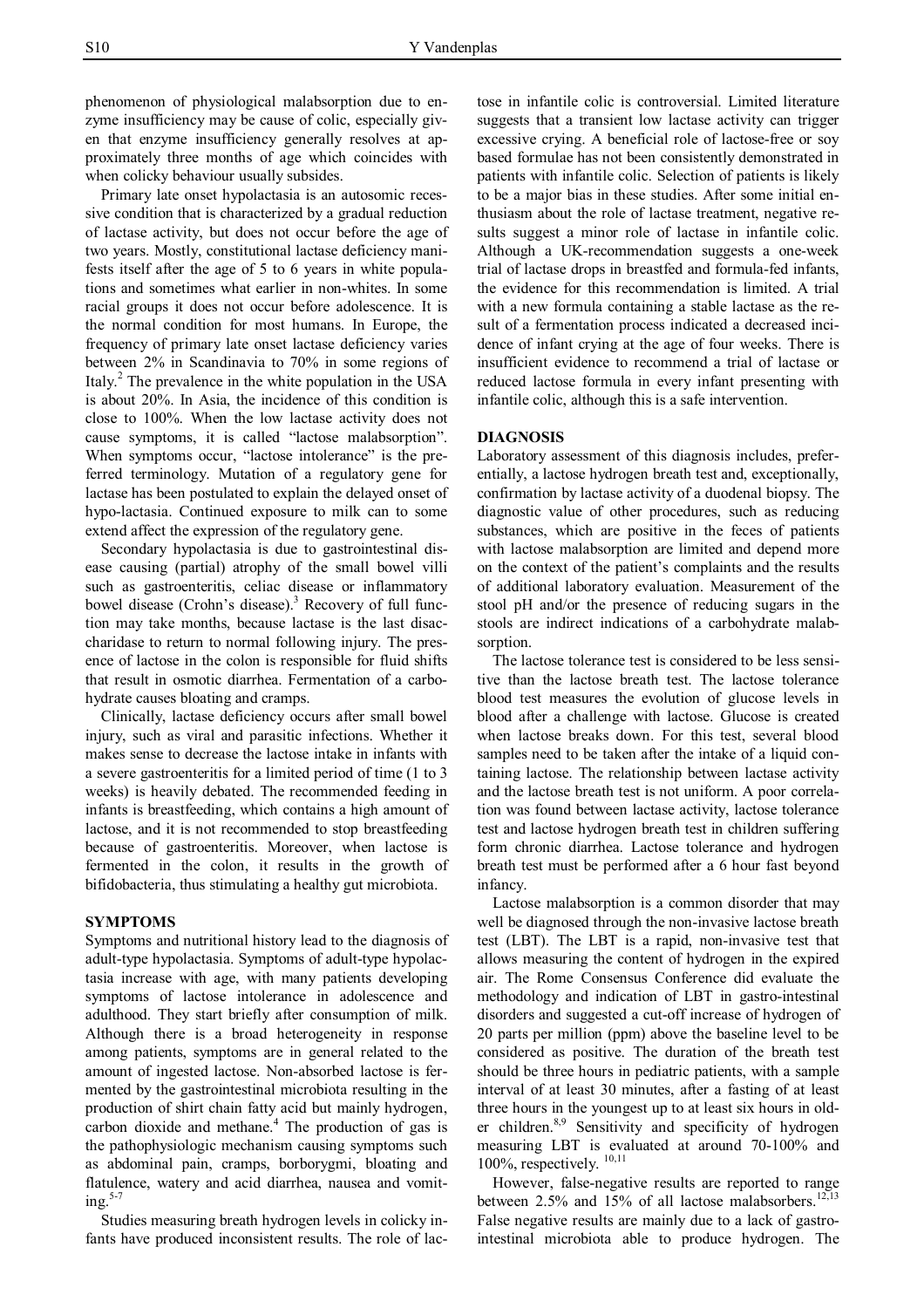phenomenon of physiological malabsorption due to enzyme insufficiency may be cause of colic, especially given that enzyme insufficiency generally resolves at approximately three months of age which coincides with when colicky behaviour usually subsides.

Primary late onset hypolactasia is an autosomic recessive condition that is characterized by a gradual reduction of lactase activity, but does not occur before the age of two years. Mostly, constitutional lactase deficiency manifests itself after the age of 5 to 6 years in white populations and sometimes what earlier in non-whites. In some racial groups it does not occur before adolescence. It is the normal condition for most humans. In Europe, the frequency of primary late onset lactase deficiency varies between 2% in Scandinavia to 70% in some regions of Italy.[2] The prevalence in the white population in the USA is about 20%. In Asia, the incidence of this condition is close to 100%. When the low lactase activity does not cause symptoms, it is called "lactose malabsorption". When symptoms occur, "lactose intolerance" is the preferred terminology. Mutation of a regulatory gene for lactase has been postulated to explain the delayed onset of hypo-lactasia. Continued exposure to milk can to some extend affect the expression of the regulatory gene.

Secondary hypolactasia is due to gastrointestinal disease causing (partial) atrophy of the small bowel villi such as gastroenteritis, celiac disease or inflammatory bowel disease (Crohn's disease).[3] Recovery of full function may take months, because lactase is the last disaccharidase to return to normal following injury. The presence of lactose in the colon is responsible for fluid shifts that result in osmotic diarrhea. Fermentation of a carbohydrate causes bloating and cramps.

Clinically, lactase deficiency occurs after small bowel injury, such as viral and parasitic infections. Whether it makes sense to decrease the lactose intake in infants with a severe gastroenteritis for a limited period of time (1 to 3 weeks) is heavily debated. The recommended feeding in infants is breastfeeding, which contains a high amount of lactose, and it is not recommended to stop breastfeeding because of gastroenteritis. Moreover, when lactose is fermented in the colon, it results in the growth of bifidobacteria, thus stimulating a healthy gut microbiota.

## SYMPTOMS

Symptoms and nutritional history lead to the diagnosis of adult-type hypolactasia. Symptoms of adult-type hypolactasia increase with age, with many patients developing symptoms of lactose intolerance in adolescence and adulthood. They start briefly after consumption of milk. Although there is a broad heterogeneity in response among patients, symptoms are in general related to the amount of ingested lactose. Non-absorbed lactose is fermented by the gastrointestinal microbiota resulting in the production of shirt chain fatty acid but mainly hydrogen, carbon dioxide and methane.[4] The production of gas is the pathophysiologic mechanism causing symptoms such as abdominal pain, cramps, borborygmi, bloating and flatulence, watery and acid diarrhea, nausea and vomiting.[5-7]

Studies measuring breath hydrogen levels in colicky infants have produced inconsistent results. The role of lactose in infantile colic is controversial. Limited literature suggests that a transient low lactase activity can trigger excessive crying. A beneficial role of lactose-free or soy based formulae has not been consistently demonstrated in patients with infantile colic. Selection of patients is likely to be a major bias in these studies. After some initial enthusiasm about the role of lactase treatment, negative results suggest a minor role of lactase in infantile colic. Although a UK-recommendation suggests a one-week trial of lactase drops in breastfed and formula-fed infants, the evidence for this recommendation is limited. A trial with a new formula containing a stable lactase as the result of a fermentation process indicated a decreased incidence of infant crying at the age of four weeks. There is insufficient evidence to recommend a trial of lactase or reduced lactose formula in every infant presenting with infantile colic, although this is a safe intervention.

## DIAGNOSIS

Laboratory assessment of this diagnosis includes, preferentially, a lactose hydrogen breath test and, exceptionally, confirmation by lactase activity of a duodenal biopsy. The diagnostic value of other procedures, such as reducing substances, which are positive in the feces of patients with lactose malabsorption are limited and depend more on the context of the patient's complaints and the results of additional laboratory evaluation. Measurement of the stool pH and/or the presence of reducing sugars in the stools are indirect indications of a carbohydrate malabsorption.

The lactose tolerance test is considered to be less sensitive than the lactose breath test. The lactose tolerance blood test measures the evolution of glucose levels in blood after a challenge with lactose. Glucose is created when lactose breaks down. For this test, several blood samples need to be taken after the intake of a liquid containing lactose. The relationship between lactase activity and the lactose breath test is not uniform. A poor correlation was found between lactase activity, lactose tolerance test and lactose hydrogen breath test in children suffering form chronic diarrhea. Lactose tolerance and hydrogen breath test must be performed after a 6 hour fast beyond infancy.

Lactose malabsorption is a common disorder that may well be diagnosed through the non-invasive lactose breath test (LBT). The LBT is a rapid, non-invasive test that allows measuring the content of hydrogen in the expired air. The Rome Consensus Conference did evaluate the methodology and indication of LBT in gastro-intestinal disorders and suggested a cut-off increase of hydrogen of 20 parts per million (ppm) above the baseline level to be considered as positive. The duration of the breath test should be three hours in pediatric patients, with a sample interval of at least 30 minutes, after a fasting of at least three hours in the youngest up to at least six hours in older children.[8,9] Sensitivity and specificity of hydrogen measuring LBT is evaluated at around 70-100% and 100%, respectively.[10,11]

However, false-negative results are reported to range between 2.5% and 15% of all lactose malabsorbers.[12,13] False negative results are mainly due to a lack of gastrointestinal microbiota able to produce hydrogen. The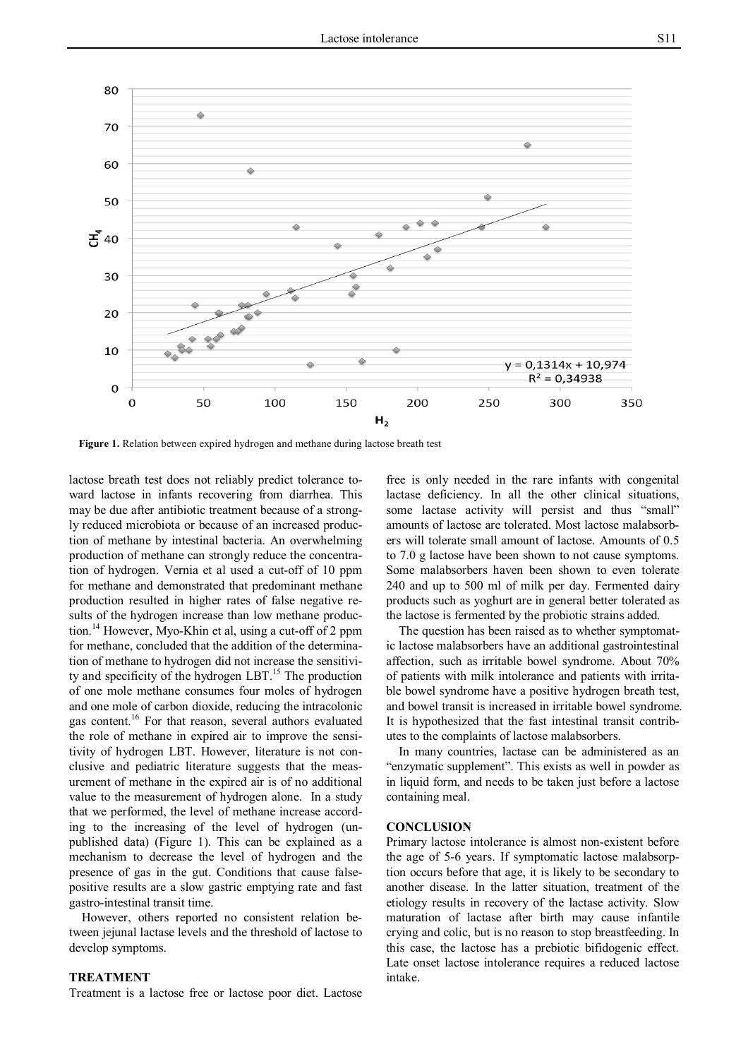**Figure 1.** Relation between expired hydrogen and methane during lactose breath test

lactose breath test does not reliably predict tolerance toward lactose in infants recovering from diarrhea. This may be due after antibiotic treatment because of a strongly reduced microbiota or because of an increased production of methane by intestinal bacteria. An overwhelming production of methane can strongly reduce the concentration of hydrogen. Vernia et al used a cut-off of 10 ppm for methane and demonstrated that predominant methane production resulted in higher rates of false negative results of the hydrogen increase than low methane production.[14] However, Myo-Khin et al, using a cut-off of 2 ppm for methane, concluded that the addition of the determination of methane to hydrogen did not increase the sensitivity and specificity of the hydrogen LBT.[15] The production of one mole methane consumes four moles of hydrogen and one mole of carbon dioxide, reducing the intracolonic gas content.[16] For that reason, several authors evaluated the role of methane in expired air to improve the sensitivity of hydrogen LBT. However, literature is not conclusive and pediatric literature suggests that the measurement of methane in the expired air is of no additional value to the measurement of hydrogen alone. In a study that we performed, the level of methane increase according to the increasing of the level of hydrogen (unpublished data) (Figure 1). This can be explained as a mechanism to decrease the level of hydrogen and the presence of gas in the gut. Conditions that cause false-positive results are a slow gastric emptying rate and fast gastro-intestinal transit time.

However, others reported no consistent relation between jejunal lactase levels and the threshold of lactose to develop symptoms.

## TREATMENT

Treatment is a lactose free or lactose poor diet. Lactose free is only needed in the rare infants with congenital lactase deficiency. In all the other clinical situations, some lactase activity will persist and thus "small" amounts of lactose are tolerated. Most lactose malabsorbers will tolerate small amount of lactose. Amounts of 0.5 to 7.0 g lactose have been shown to not cause symptoms. Some malabsorbers haven been shown to even tolerate 240 and up to 500 ml of milk per day. Fermented dairy products such as yoghurt are in general better tolerated as the lactose is fermented by the probiotic strains added.

The question has been raised as to whether symptomatic lactose malabsorbers have an additional gastrointestinal affection, such as irritable bowel syndrome. About 70% of patients with milk intolerance and patients with irritable bowel syndrome have a positive hydrogen breath test, and bowel transit is increased in irritable bowel syndrome. It is hypothesized that the fast intestinal transit contributes to the complaints of lactose malabsorbers.

In many countries, lactase can be administered as an "enzymatic supplement". This exists as well in powder as in liquid form, and needs to be taken just before a lactose containing meal.

## CONCLUSION

Primary lactose intolerance is almost non-existent before the age of 5-6 years. If symptomatic lactose malabsorption occurs before that age, it is likely to be secondary to another disease. In the latter situation, treatment of the etiology results in recovery of the lactase activity. Slow maturation of lactase after birth may cause infantile crying and colic, but is no reason to stop breastfeeding. In this case, the lactose has a prebiotic bifidogenic effect. Late onset lactose intolerance requires a reduced lactose intake.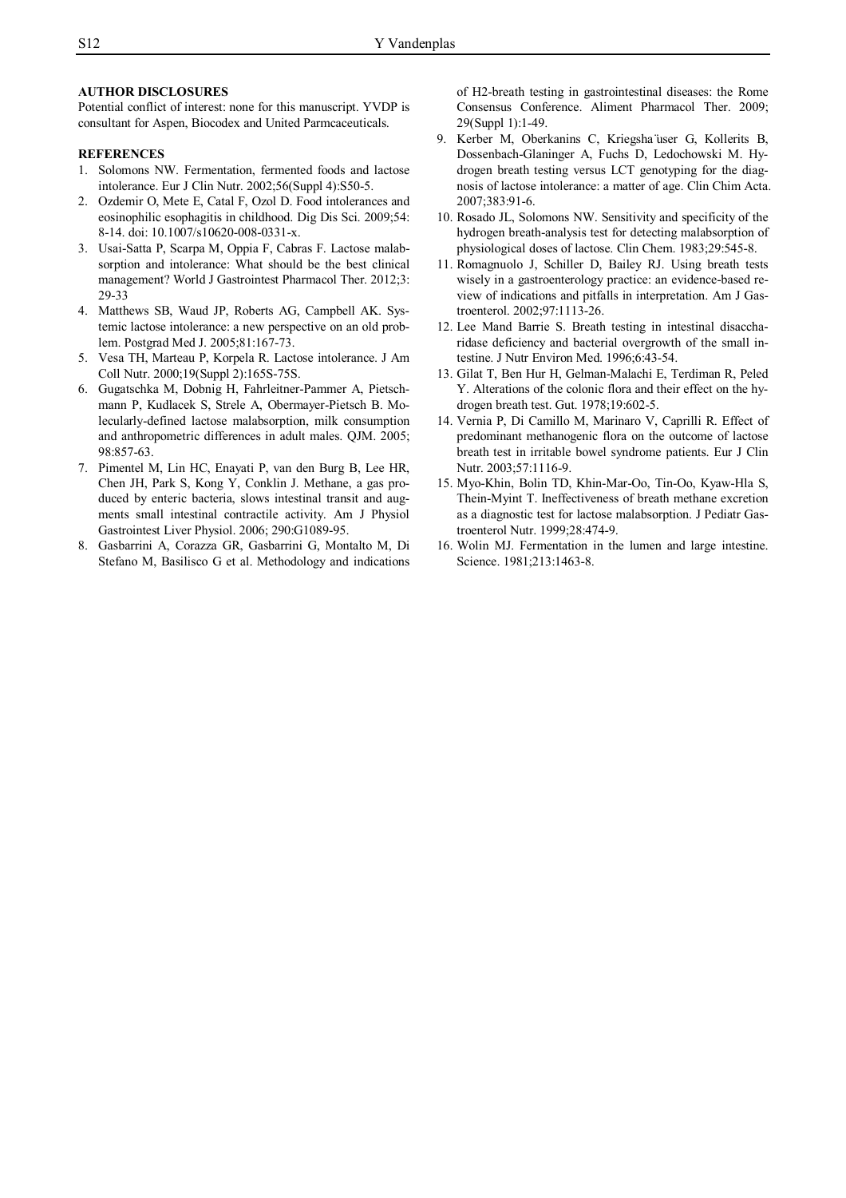**AUTHOR DISCLOSURES**

Potential conflict of interest: none for this manuscript. YVDP is consultant for Aspen, Biocodex and United Parmcaceuticals.

**REFERENCES**

1. Solomons NW. Fermentation, fermented foods and lactose intolerance. Eur J Clin Nutr. 2002;56(Suppl 4):S50-5.
2. Ozdemir O, Mete E, Catal F, Ozol D. Food intolerances and eosinophilic esophagitis in childhood. Dig Dis Sci. 2009;54: 8-14. doi: 10.1007/s10620-008-0331-x.
3. Usai-Satta P, Scarpa M, Oppia F, Cabras F. Lactose malabsorption and intolerance: What should be the best clinical management? World J Gastrointest Pharmacol Ther. 2012;3: 29-33
4. Matthews SB, Waud JP, Roberts AG, Campbell AK. Systemic lactose intolerance: a new perspective on an old problem. Postgrad Med J. 2005;81:167-73.
5. Vesa TH, Marteau P, Korpela R. Lactose intolerance. J Am Coll Nutr. 2000;19(Suppl 2):165S-75S.
6. Gugatschka M, Dobnig H, Fahrleitner-Pammer A, Pietschmann P, Kudlacek S, Strele A, Obermayer-Pietsch B. Molecularly-defined lactose malabsorption, milk consumption and anthropometric differences in adult males. QJM. 2005; 98:857-63.
7. Pimentel M, Lin HC, Enayati P, van den Burg B, Lee HR, Chen JH, Park S, Kong Y, Conklin J. Methane, a gas produced by enteric bacteria, slows intestinal transit and augments small intestinal contractile activity. Am J Physiol Gastrointest Liver Physiol. 2006; 290:G1089-95.
8. Gasbarrini A, Corazza GR, Gasbarrini G, Montalto M, Di Stefano M, Basilisco G et al. Methodology and indications of H2-breath testing in gastrointestinal diseases: the Rome Consensus Conference. Aliment Pharmacol Ther. 2009; 29(Suppl 1):1-49.
9. Kerber M, Oberkanins C, Kriegsha¨user G, Kollerits B, Dossenbach-Glaninger A, Fuchs D, Ledochowski M. Hydrogen breath testing versus LCT genotyping for the diagnosis of lactose intolerance: a matter of age. Clin Chim Acta. 2007;383:91-6.
10. Rosado JL, Solomons NW. Sensitivity and specificity of the hydrogen breath-analysis test for detecting malabsorption of physiological doses of lactose. Clin Chem. 1983;29:545-8.
11. Romagnuolo J, Schiller D, Bailey RJ. Using breath tests wisely in a gastroenterology practice: an evidence-based review of indications and pitfalls in interpretation. Am J Gastroenterol. 2002;97:1113-26.
12. Lee Mand Barrie S. Breath testing in intestinal disaccharidase deficiency and bacterial overgrowth of the small intestine. J Nutr Environ Med. 1996;6:43-54.
13. Gilat T, Ben Hur H, Gelman-Malachi E, Terdiman R, Peled Y. Alterations of the colonic flora and their effect on the hydrogen breath test. Gut. 1978;19:602-5.
14. Vernia P, Di Camillo M, Marinaro V, Caprilli R. Effect of predominant methanogenic flora on the outcome of lactose breath test in irritable bowel syndrome patients. Eur J Clin Nutr. 2003;57:1116-9.
15. Myo-Khin, Bolin TD, Khin-Mar-Oo, Tin-Oo, Kyaw-Hla S, Thein-Myint T. Ineffectiveness of breath methane excretion as a diagnostic test for lactose malabsorption. J Pediatr Gastroenterol Nutr. 1999;28:474-9.
16. Wolin MJ. Fermentation in the lumen and large intestine. Science. 1981;213:1463-8.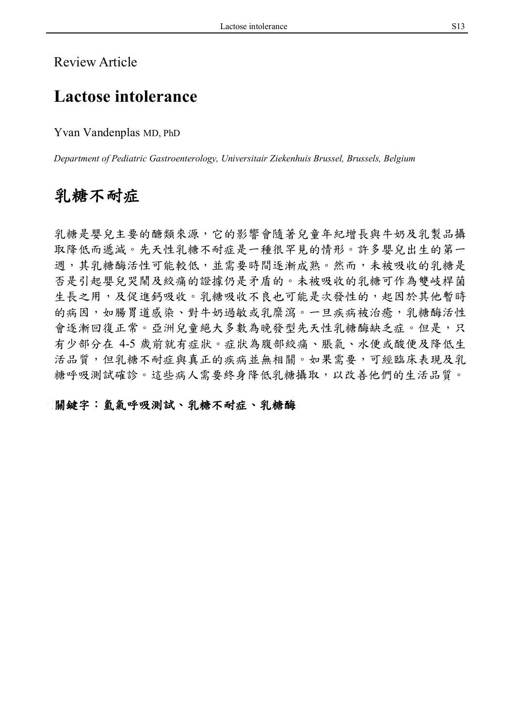Review Article

# Lactose intolerance

Yvan Vandenplas MD, PhD

*Department of Pediatric Gastroenterology, Universitair Ziekenhuis Brussel, Brussels, Belgium*

# 乳糖不耐症

乳糖是嬰兒主要的醣類來源，它的影響會隨著兒童年紀增長與牛奶及乳製品攝取降低而遞減。先天性乳糖不耐症是一種很罕見的情形。許多嬰兒出生的第一週，其乳糖酶活性可能較低，並需要時間逐漸成熟。然而，未被吸收的乳糖是否是引起嬰兒哭鬧及絞痛的證據仍是矛盾的。未被吸收的乳糖可作為雙岐桿菌生長之用，及促進鈣吸收。乳糖吸收不良也可能是次發性的，起因於其他暫時的病因，如腸胃道感染、對牛奶過敏或乳糜瀉。一旦疾病被治癒，乳糖酶活性會逐漸回復正常。亞洲兒童絕大多數為晚發型先天性乳糖酶缺乏症。但是，只有少部分在 4-5 歲前就有症狀。症狀為腹部絞痛、脹氣、水便或酸便及降低生活品質，但乳糖不耐症與真正的疾病並無相關。如果需要，可經臨床表現及乳糖呼吸測試確診。這些病人需要終身降低乳糖攝取，以改善他們的生活品質。

**關鍵字：氫氣呼吸測試、乳糖不耐症、乳糖酶**